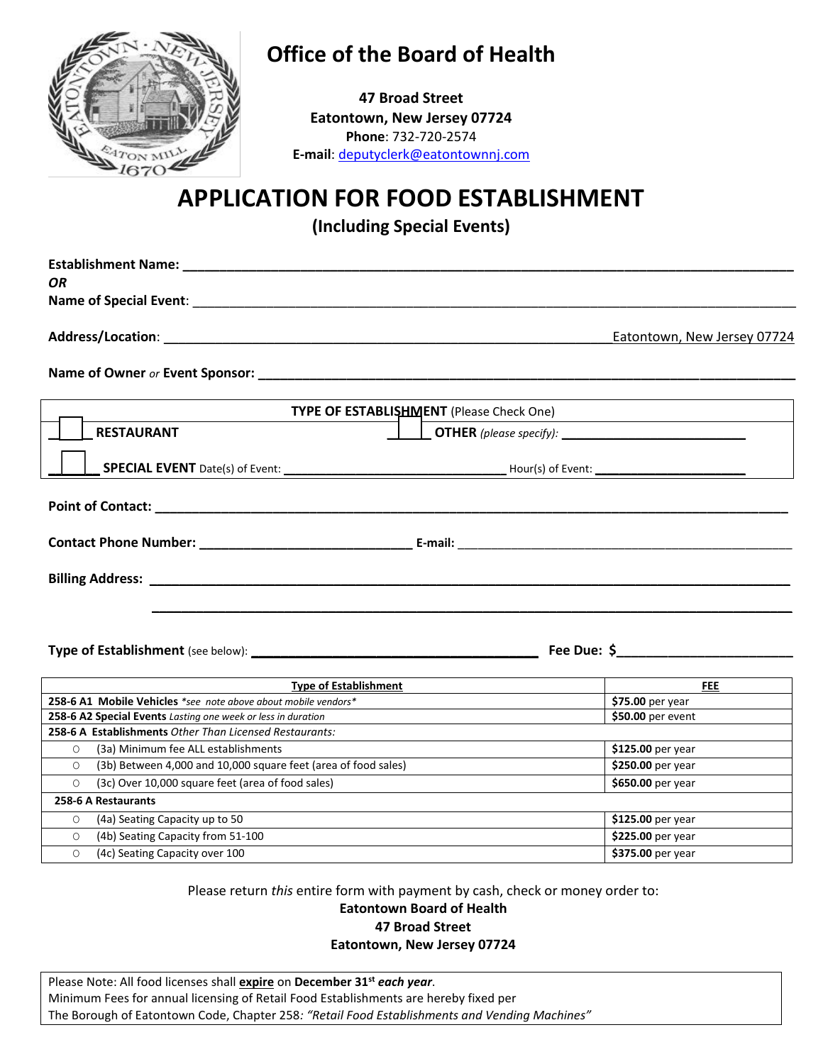# Office of the Board of Health

**47 Broad Street**
**Eatontown, New Jersey 07724**
**Phone**: 732-720-2574
**E-mail**: deputyclerk@eatontownnj.com

# APPLICATION FOR FOOD ESTABLISHMENT

## (Including Special Events)

**Establishment Name:** ______________________________________________
***OR***
**Name of Special Event**: ______________________________________________

**Address/Location**: ______________________________________________ Eatontown, New Jersey 07724

**Name of Owner** *or* **Event Sponsor:** ______________________________________________

**TYPE OF ESTABLISHMENT** (Please Check One)

☐ **RESTAURANT** ☐ **OTHER** *(please specify)*: ____________________

☐ **SPECIAL EVENT** Date(s) of Event: ____________________ Hour(s) of Event: ____________________

**Point of Contact:** ______________________________________________

**Contact Phone Number:** ____________________ **E-mail:** ____________________

**Billing Address:** ______________________________________________

______________________________________________

**Type of Establishment** (see below): ____________________ **Fee Due: $**____________________

| Type of Establishment | FEE |
|---|---|
| **258-6 A1 Mobile Vehicles** *\*see note above about mobile vendors\** | **$75.00** per year |
| **258-6 A2 Special Events** *Lasting one week or less in duration* | **$50.00** per event |
| **258-6 A Establishments** *Other Than Licensed Restaurants:* | |
| ○ (3a) Minimum fee ALL establishments | **$125.00** per year |
| ○ (3b) Between 4,000 and 10,000 square feet (area of food sales) | **$250.00** per year |
| ○ (3c) Over 10,000 square feet (area of food sales) | **$650.00** per year |
| **258-6 A Restaurants** | |
| ○ (4a) Seating Capacity up to 50 | **$125.00** per year |
| ○ (4b) Seating Capacity from 51-100 | **$225.00** per year |
| ○ (4c) Seating Capacity over 100 | **$375.00** per year |

Please return *this* entire form with payment by cash, check or money order to:
**Eatontown Board of Health**
**47 Broad Street**
**Eatontown, New Jersey 07724**

Please Note: All food licenses shall **expire** on **December 31st** ***each year***.
Minimum Fees for annual licensing of Retail Food Establishments are hereby fixed per
The Borough of Eatontown Code, Chapter 258*: "Retail Food Establishments and Vending Machines"*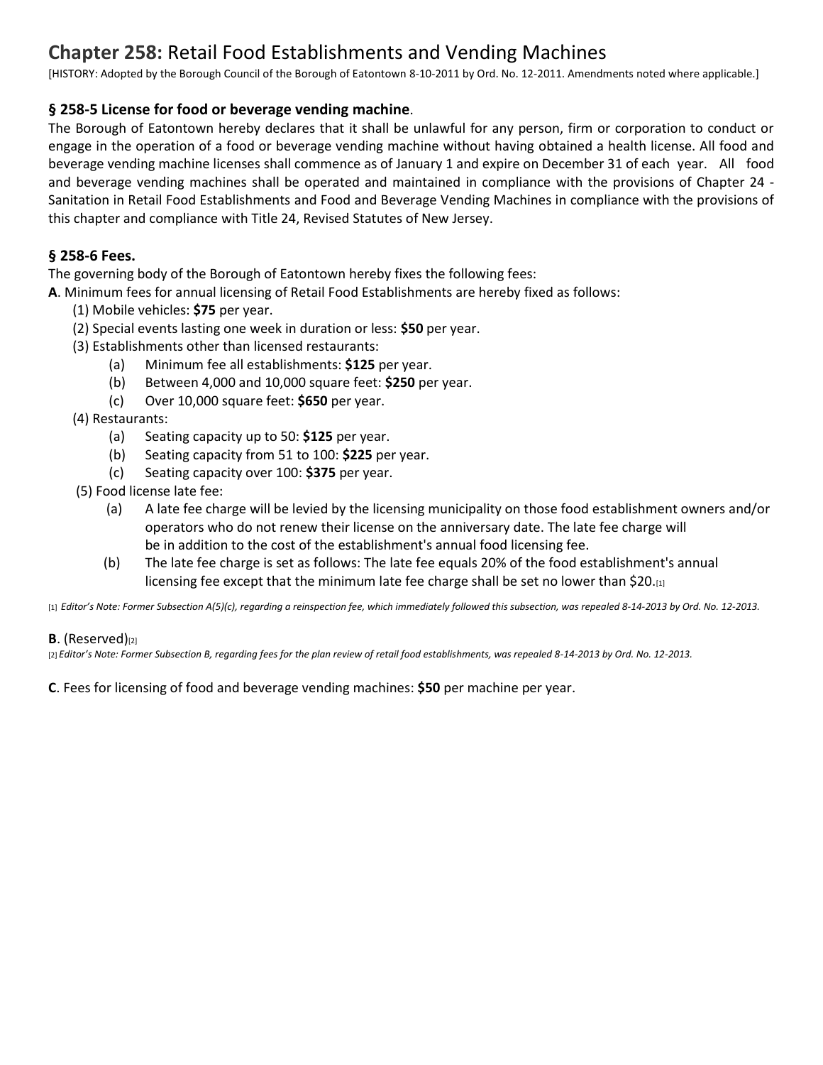# **Chapter 258:** Retail Food Establishments and Vending Machines

[HISTORY: Adopted by the Borough Council of the Borough of Eatontown 8-10-2011 by Ord. No. 12-2011. Amendments noted where applicable.]

### **§ 258-5 License for food or beverage vending machine**.

The Borough of Eatontown hereby declares that it shall be unlawful for any person, firm or corporation to conduct or engage in the operation of a food or beverage vending machine without having obtained a health license. All food and beverage vending machine licenses shall commence as of January 1 and expire on December 31 of each year. All food and beverage vending machines shall be operated and maintained in compliance with the provisions of Chapter 24 - Sanitation in Retail Food Establishments and Food and Beverage Vending Machines in compliance with the provisions of this chapter and compliance with Title 24, Revised Statutes of New Jersey.

### **§ 258-6 Fees.**

The governing body of the Borough of Eatontown hereby fixes the following fees:

**A**. Minimum fees for annual licensing of Retail Food Establishments are hereby fixed as follows:

(1) Mobile vehicles: **$75** per year.

(2) Special events lasting one week in duration or less: **$50** per year.

(3) Establishments other than licensed restaurants:

- (a) Minimum fee all establishments: **$125** per year.
- (b) Between 4,000 and 10,000 square feet: **$250** per year.
- (c) Over 10,000 square feet: **$650** per year.

(4) Restaurants:

- (a) Seating capacity up to 50: **$125** per year.
- (b) Seating capacity from 51 to 100: **$225** per year.
- (c) Seating capacity over 100: **$375** per year.

(5) Food license late fee:

- (a) A late fee charge will be levied by the licensing municipality on those food establishment owners and/or operators who do not renew their license on the anniversary date. The late fee charge will be in addition to the cost of the establishment's annual food licensing fee.
- (b) The late fee charge is set as follows: The late fee equals 20% of the food establishment's annual licensing fee except that the minimum late fee charge shall be set no lower than $20.[1]

[1] *Editor's Note: Former Subsection A(5)(c), regarding a reinspection fee, which immediately followed this subsection, was repealed 8-14-2013 by Ord. No. 12-2013.*

**B**. (Reserved)[2]

[2] *Editor's Note: Former Subsection B, regarding fees for the plan review of retail food establishments, was repealed 8-14-2013 by Ord. No. 12-2013.*

**C**. Fees for licensing of food and beverage vending machines: **$50** per machine per year.